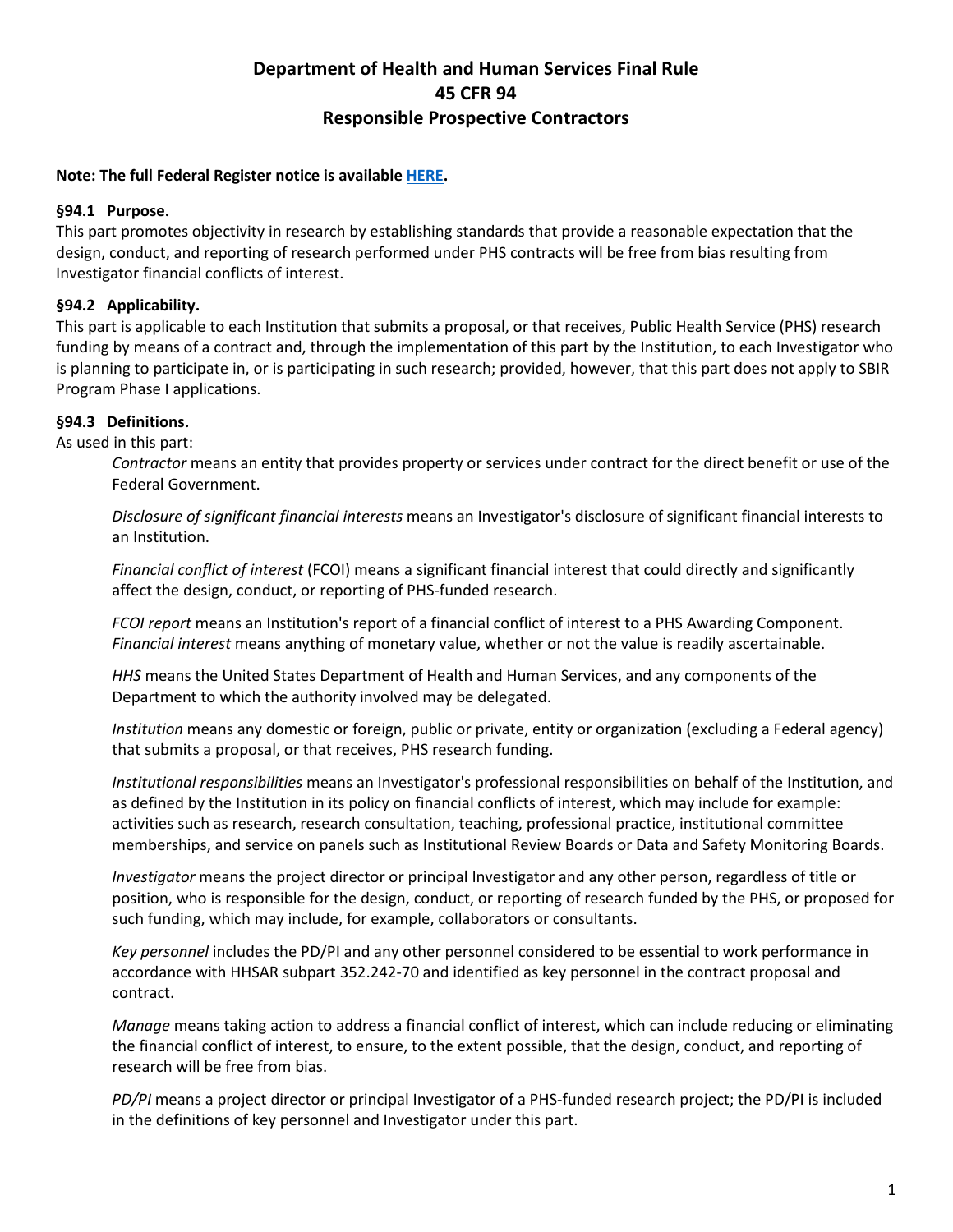# Department of Health and Human Services Final Rule
# 45 CFR 94
# Responsible Prospective Contractors

**Note: The full Federal Register notice is available [HERE](HERE).**

### §94.1 Purpose.

This part promotes objectivity in research by establishing standards that provide a reasonable expectation that the design, conduct, and reporting of research performed under PHS contracts will be free from bias resulting from Investigator financial conflicts of interest.

### §94.2 Applicability.

This part is applicable to each Institution that submits a proposal, or that receives, Public Health Service (PHS) research funding by means of a contract and, through the implementation of this part by the Institution, to each Investigator who is planning to participate in, or is participating in such research; provided, however, that this part does not apply to SBIR Program Phase I applications.

### §94.3 Definitions.

As used in this part:

*Contractor* means an entity that provides property or services under contract for the direct benefit or use of the Federal Government.

*Disclosure of significant financial interests* means an Investigator's disclosure of significant financial interests to an Institution.

*Financial conflict of interest* (FCOI) means a significant financial interest that could directly and significantly affect the design, conduct, or reporting of PHS-funded research.

*FCOI report* means an Institution's report of a financial conflict of interest to a PHS Awarding Component.
*Financial interest* means anything of monetary value, whether or not the value is readily ascertainable.

*HHS* means the United States Department of Health and Human Services, and any components of the Department to which the authority involved may be delegated.

*Institution* means any domestic or foreign, public or private, entity or organization (excluding a Federal agency) that submits a proposal, or that receives, PHS research funding.

*Institutional responsibilities* means an Investigator's professional responsibilities on behalf of the Institution, and as defined by the Institution in its policy on financial conflicts of interest, which may include for example: activities such as research, research consultation, teaching, professional practice, institutional committee memberships, and service on panels such as Institutional Review Boards or Data and Safety Monitoring Boards.

*Investigator* means the project director or principal Investigator and any other person, regardless of title or position, who is responsible for the design, conduct, or reporting of research funded by the PHS, or proposed for such funding, which may include, for example, collaborators or consultants.

*Key personnel* includes the PD/PI and any other personnel considered to be essential to work performance in accordance with HHSAR subpart 352.242-70 and identified as key personnel in the contract proposal and contract.

*Manage* means taking action to address a financial conflict of interest, which can include reducing or eliminating the financial conflict of interest, to ensure, to the extent possible, that the design, conduct, and reporting of research will be free from bias.

*PD/PI* means a project director or principal Investigator of a PHS-funded research project; the PD/PI is included in the definitions of key personnel and Investigator under this part.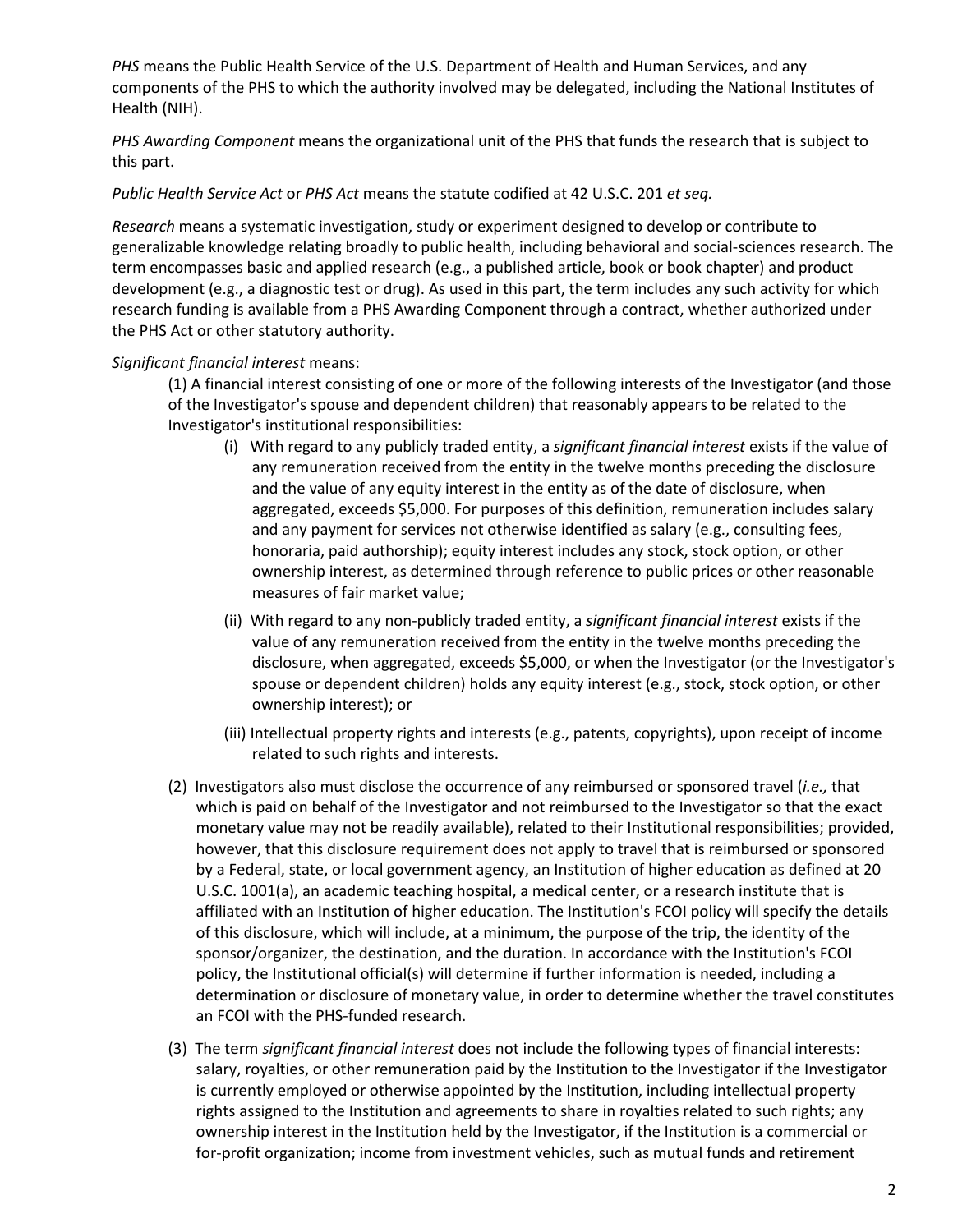*PHS* means the Public Health Service of the U.S. Department of Health and Human Services, and any components of the PHS to which the authority involved may be delegated, including the National Institutes of Health (NIH).

*PHS Awarding Component* means the organizational unit of the PHS that funds the research that is subject to this part.

*Public Health Service Act* or *PHS Act* means the statute codified at 42 U.S.C. 201 *et seq.*

*Research* means a systematic investigation, study or experiment designed to develop or contribute to generalizable knowledge relating broadly to public health, including behavioral and social-sciences research. The term encompasses basic and applied research (e.g., a published article, book or book chapter) and product development (e.g., a diagnostic test or drug). As used in this part, the term includes any such activity for which research funding is available from a PHS Awarding Component through a contract, whether authorized under the PHS Act or other statutory authority.

*Significant financial interest* means:

(1) A financial interest consisting of one or more of the following interests of the Investigator (and those of the Investigator's spouse and dependent children) that reasonably appears to be related to the Investigator's institutional responsibilities:

(i) With regard to any publicly traded entity, a *significant financial interest* exists if the value of any remuneration received from the entity in the twelve months preceding the disclosure and the value of any equity interest in the entity as of the date of disclosure, when aggregated, exceeds $5,000. For purposes of this definition, remuneration includes salary and any payment for services not otherwise identified as salary (e.g., consulting fees, honoraria, paid authorship); equity interest includes any stock, stock option, or other ownership interest, as determined through reference to public prices or other reasonable measures of fair market value;

(ii) With regard to any non-publicly traded entity, a *significant financial interest* exists if the value of any remuneration received from the entity in the twelve months preceding the disclosure, when aggregated, exceeds $5,000, or when the Investigator (or the Investigator's spouse or dependent children) holds any equity interest (e.g., stock, stock option, or other ownership interest); or

(iii) Intellectual property rights and interests (e.g., patents, copyrights), upon receipt of income related to such rights and interests.

(2) Investigators also must disclose the occurrence of any reimbursed or sponsored travel (*i.e.,* that which is paid on behalf of the Investigator and not reimbursed to the Investigator so that the exact monetary value may not be readily available), related to their Institutional responsibilities; provided, however, that this disclosure requirement does not apply to travel that is reimbursed or sponsored by a Federal, state, or local government agency, an Institution of higher education as defined at 20 U.S.C. 1001(a), an academic teaching hospital, a medical center, or a research institute that is affiliated with an Institution of higher education. The Institution's FCOI policy will specify the details of this disclosure, which will include, at a minimum, the purpose of the trip, the identity of the sponsor/organizer, the destination, and the duration. In accordance with the Institution's FCOI policy, the Institutional official(s) will determine if further information is needed, including a determination or disclosure of monetary value, in order to determine whether the travel constitutes an FCOI with the PHS-funded research.

(3) The term *significant financial interest* does not include the following types of financial interests: salary, royalties, or other remuneration paid by the Institution to the Investigator if the Investigator is currently employed or otherwise appointed by the Institution, including intellectual property rights assigned to the Institution and agreements to share in royalties related to such rights; any ownership interest in the Institution held by the Investigator, if the Institution is a commercial or for-profit organization; income from investment vehicles, such as mutual funds and retirement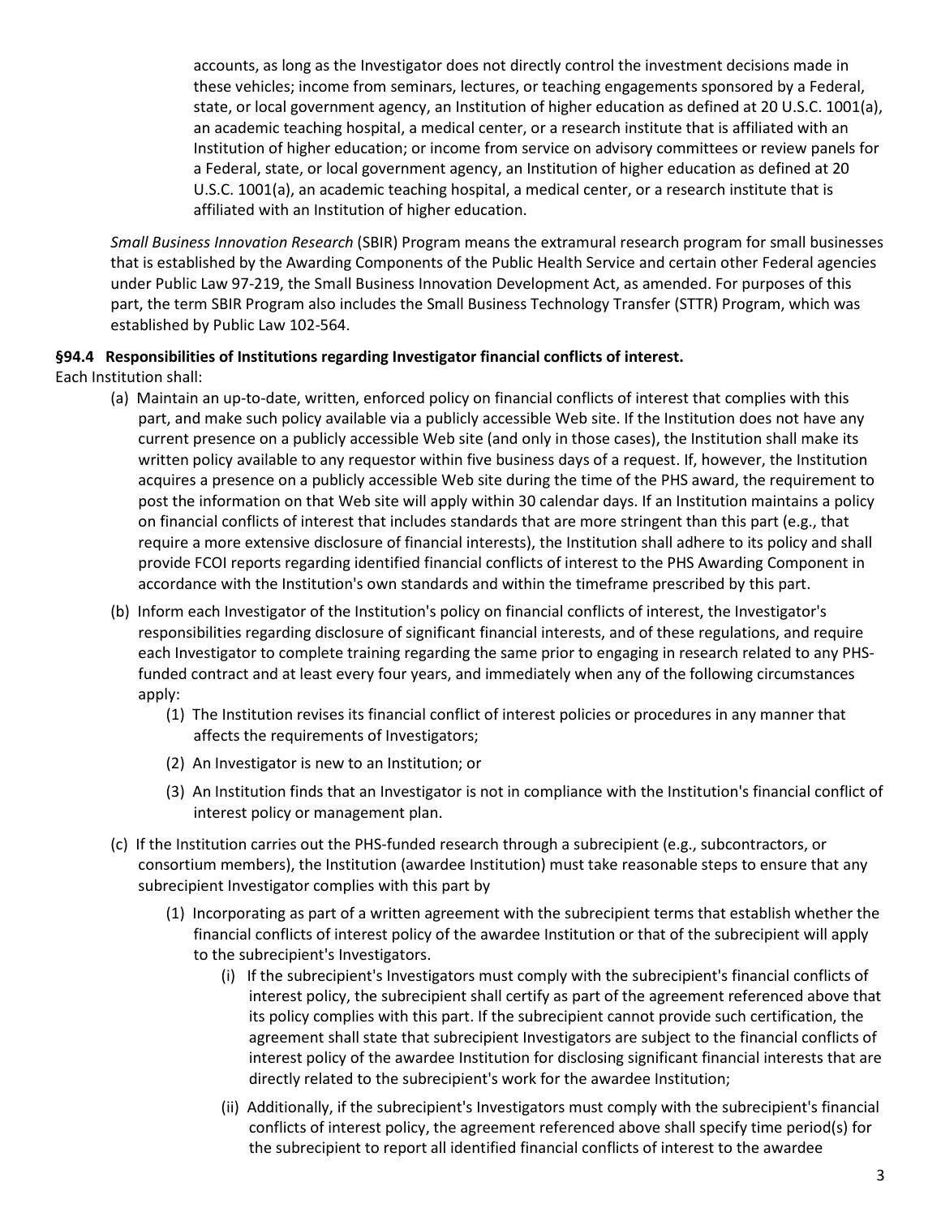accounts, as long as the Investigator does not directly control the investment decisions made in these vehicles; income from seminars, lectures, or teaching engagements sponsored by a Federal, state, or local government agency, an Institution of higher education as defined at 20 U.S.C. 1001(a), an academic teaching hospital, a medical center, or a research institute that is affiliated with an Institution of higher education; or income from service on advisory committees or review panels for a Federal, state, or local government agency, an Institution of higher education as defined at 20 U.S.C. 1001(a), an academic teaching hospital, a medical center, or a research institute that is affiliated with an Institution of higher education.

*Small Business Innovation Research* (SBIR) Program means the extramural research program for small businesses that is established by the Awarding Components of the Public Health Service and certain other Federal agencies under Public Law 97-219, the Small Business Innovation Development Act, as amended. For purposes of this part, the term SBIR Program also includes the Small Business Technology Transfer (STTR) Program, which was established by Public Law 102-564.

**§94.4 Responsibilities of Institutions regarding Investigator financial conflicts of interest.**

Each Institution shall:

(a) Maintain an up-to-date, written, enforced policy on financial conflicts of interest that complies with this part, and make such policy available via a publicly accessible Web site. If the Institution does not have any current presence on a publicly accessible Web site (and only in those cases), the Institution shall make its written policy available to any requestor within five business days of a request. If, however, the Institution acquires a presence on a publicly accessible Web site during the time of the PHS award, the requirement to post the information on that Web site will apply within 30 calendar days. If an Institution maintains a policy on financial conflicts of interest that includes standards that are more stringent than this part (e.g., that require a more extensive disclosure of financial interests), the Institution shall adhere to its policy and shall provide FCOI reports regarding identified financial conflicts of interest to the PHS Awarding Component in accordance with the Institution's own standards and within the timeframe prescribed by this part.

(b) Inform each Investigator of the Institution's policy on financial conflicts of interest, the Investigator's responsibilities regarding disclosure of significant financial interests, and of these regulations, and require each Investigator to complete training regarding the same prior to engaging in research related to any PHS-funded contract and at least every four years, and immediately when any of the following circumstances apply:

(1) The Institution revises its financial conflict of interest policies or procedures in any manner that affects the requirements of Investigators;

(2) An Investigator is new to an Institution; or

(3) An Institution finds that an Investigator is not in compliance with the Institution's financial conflict of interest policy or management plan.

(c) If the Institution carries out the PHS-funded research through a subrecipient (e.g., subcontractors, or consortium members), the Institution (awardee Institution) must take reasonable steps to ensure that any subrecipient Investigator complies with this part by

(1) Incorporating as part of a written agreement with the subrecipient terms that establish whether the financial conflicts of interest policy of the awardee Institution or that of the subrecipient will apply to the subrecipient's Investigators.

(i) If the subrecipient's Investigators must comply with the subrecipient's financial conflicts of interest policy, the subrecipient shall certify as part of the agreement referenced above that its policy complies with this part. If the subrecipient cannot provide such certification, the agreement shall state that subrecipient Investigators are subject to the financial conflicts of interest policy of the awardee Institution for disclosing significant financial interests that are directly related to the subrecipient's work for the awardee Institution;

(ii) Additionally, if the subrecipient's Investigators must comply with the subrecipient's financial conflicts of interest policy, the agreement referenced above shall specify time period(s) for the subrecipient to report all identified financial conflicts of interest to the awardee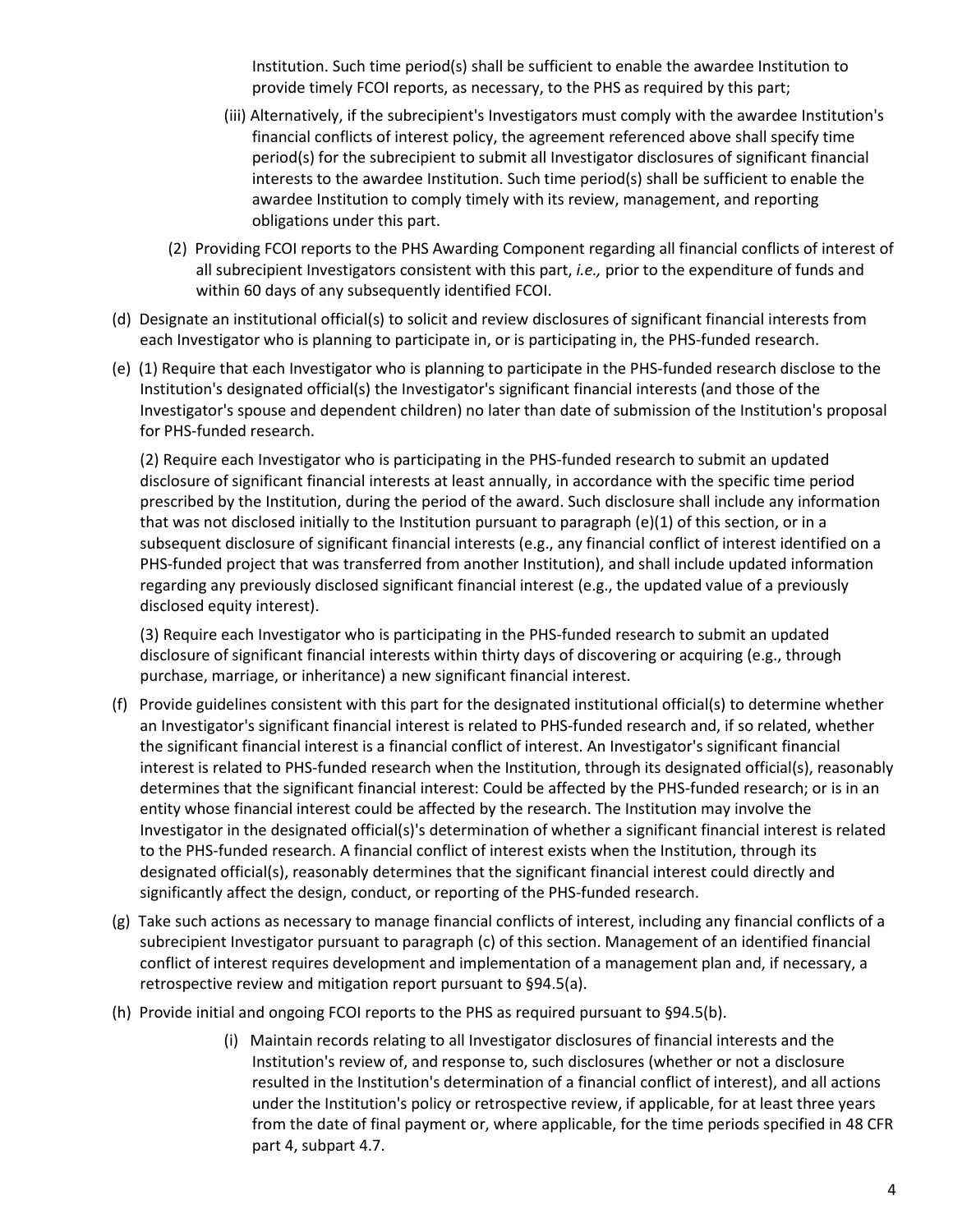Institution. Such time period(s) shall be sufficient to enable the awardee Institution to provide timely FCOI reports, as necessary, to the PHS as required by this part;

(iii) Alternatively, if the subrecipient's Investigators must comply with the awardee Institution's financial conflicts of interest policy, the agreement referenced above shall specify time period(s) for the subrecipient to submit all Investigator disclosures of significant financial interests to the awardee Institution. Such time period(s) shall be sufficient to enable the awardee Institution to comply timely with its review, management, and reporting obligations under this part.

(2) Providing FCOI reports to the PHS Awarding Component regarding all financial conflicts of interest of all subrecipient Investigators consistent with this part, *i.e.,* prior to the expenditure of funds and within 60 days of any subsequently identified FCOI.

(d) Designate an institutional official(s) to solicit and review disclosures of significant financial interests from each Investigator who is planning to participate in, or is participating in, the PHS-funded research.

(e) (1) Require that each Investigator who is planning to participate in the PHS-funded research disclose to the Institution's designated official(s) the Investigator's significant financial interests (and those of the Investigator's spouse and dependent children) no later than date of submission of the Institution's proposal for PHS-funded research.

(2) Require each Investigator who is participating in the PHS-funded research to submit an updated disclosure of significant financial interests at least annually, in accordance with the specific time period prescribed by the Institution, during the period of the award. Such disclosure shall include any information that was not disclosed initially to the Institution pursuant to paragraph (e)(1) of this section, or in a subsequent disclosure of significant financial interests (e.g., any financial conflict of interest identified on a PHS-funded project that was transferred from another Institution), and shall include updated information regarding any previously disclosed significant financial interest (e.g., the updated value of a previously disclosed equity interest).

(3) Require each Investigator who is participating in the PHS-funded research to submit an updated disclosure of significant financial interests within thirty days of discovering or acquiring (e.g., through purchase, marriage, or inheritance) a new significant financial interest.

(f) Provide guidelines consistent with this part for the designated institutional official(s) to determine whether an Investigator's significant financial interest is related to PHS-funded research and, if so related, whether the significant financial interest is a financial conflict of interest. An Investigator's significant financial interest is related to PHS-funded research when the Institution, through its designated official(s), reasonably determines that the significant financial interest: Could be affected by the PHS-funded research; or is in an entity whose financial interest could be affected by the research. The Institution may involve the Investigator in the designated official(s)'s determination of whether a significant financial interest is related to the PHS-funded research. A financial conflict of interest exists when the Institution, through its designated official(s), reasonably determines that the significant financial interest could directly and significantly affect the design, conduct, or reporting of the PHS-funded research.

(g) Take such actions as necessary to manage financial conflicts of interest, including any financial conflicts of a subrecipient Investigator pursuant to paragraph (c) of this section. Management of an identified financial conflict of interest requires development and implementation of a management plan and, if necessary, a retrospective review and mitigation report pursuant to §94.5(a).

(h) Provide initial and ongoing FCOI reports to the PHS as required pursuant to §94.5(b).

(i) Maintain records relating to all Investigator disclosures of financial interests and the Institution's review of, and response to, such disclosures (whether or not a disclosure resulted in the Institution's determination of a financial conflict of interest), and all actions under the Institution's policy or retrospective review, if applicable, for at least three years from the date of final payment or, where applicable, for the time periods specified in 48 CFR part 4, subpart 4.7.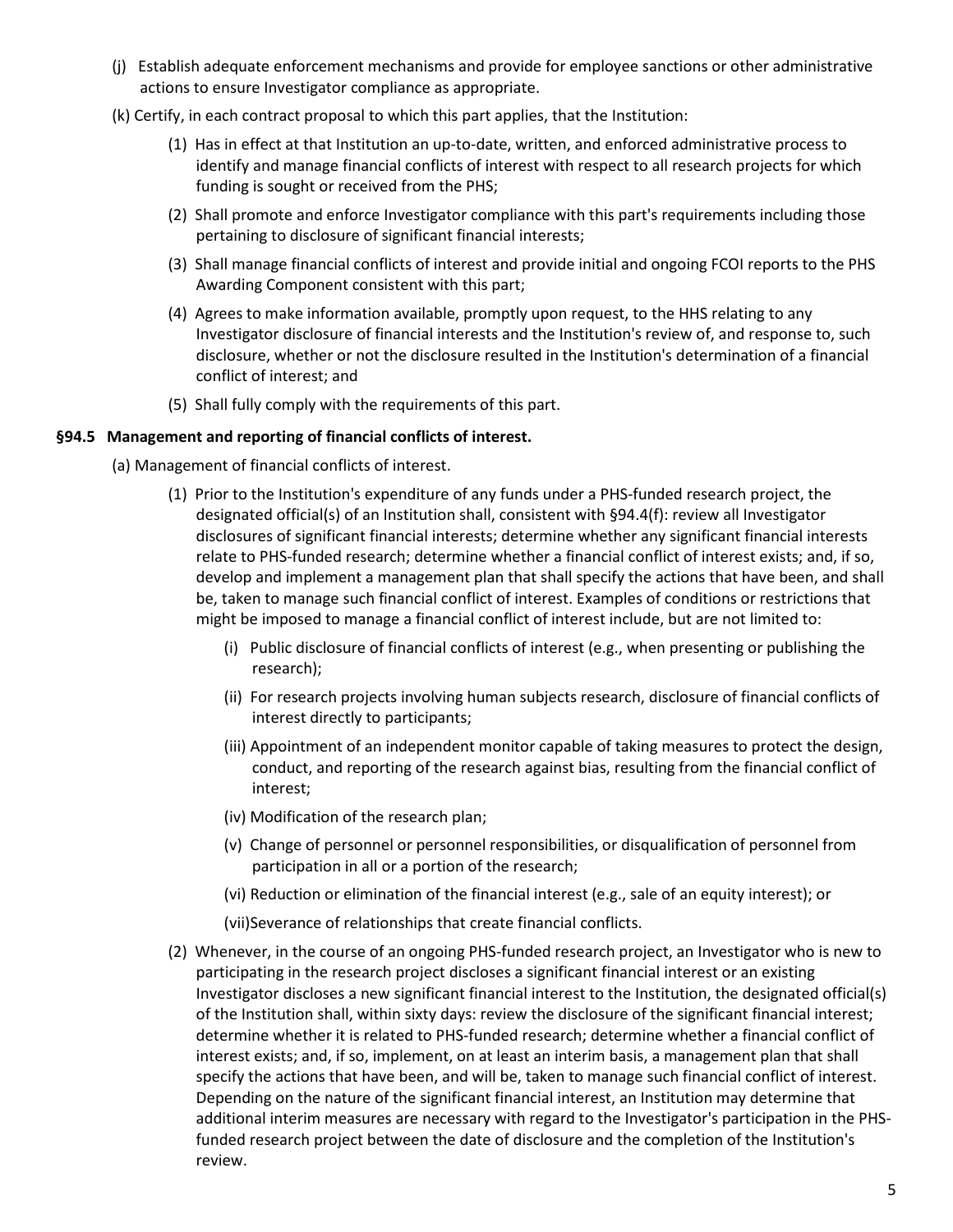(j) Establish adequate enforcement mechanisms and provide for employee sanctions or other administrative actions to ensure Investigator compliance as appropriate.

(k) Certify, in each contract proposal to which this part applies, that the Institution:

> (1) Has in effect at that Institution an up-to-date, written, and enforced administrative process to identify and manage financial conflicts of interest with respect to all research projects for which funding is sought or received from the PHS;
>
> (2) Shall promote and enforce Investigator compliance with this part's requirements including those pertaining to disclosure of significant financial interests;
>
> (3) Shall manage financial conflicts of interest and provide initial and ongoing FCOI reports to the PHS Awarding Component consistent with this part;
>
> (4) Agrees to make information available, promptly upon request, to the HHS relating to any Investigator disclosure of financial interests and the Institution's review of, and response to, such disclosure, whether or not the disclosure resulted in the Institution's determination of a financial conflict of interest; and
>
> (5) Shall fully comply with the requirements of this part.

**§94.5 Management and reporting of financial conflicts of interest.**

(a) Management of financial conflicts of interest.

> (1) Prior to the Institution's expenditure of any funds under a PHS-funded research project, the designated official(s) of an Institution shall, consistent with §94.4(f): review all Investigator disclosures of significant financial interests; determine whether any significant financial interests relate to PHS-funded research; determine whether a financial conflict of interest exists; and, if so, develop and implement a management plan that shall specify the actions that have been, and shall be, taken to manage such financial conflict of interest. Examples of conditions or restrictions that might be imposed to manage a financial conflict of interest include, but are not limited to:
>
> > (i) Public disclosure of financial conflicts of interest (e.g., when presenting or publishing the research);
> >
> > (ii) For research projects involving human subjects research, disclosure of financial conflicts of interest directly to participants;
> >
> > (iii) Appointment of an independent monitor capable of taking measures to protect the design, conduct, and reporting of the research against bias, resulting from the financial conflict of interest;
> >
> > (iv) Modification of the research plan;
> >
> > (v) Change of personnel or personnel responsibilities, or disqualification of personnel from participation in all or a portion of the research;
> >
> > (vi) Reduction or elimination of the financial interest (e.g., sale of an equity interest); or
> >
> > (vii) Severance of relationships that create financial conflicts.
>
> (2) Whenever, in the course of an ongoing PHS-funded research project, an Investigator who is new to participating in the research project discloses a significant financial interest or an existing Investigator discloses a new significant financial interest to the Institution, the designated official(s) of the Institution shall, within sixty days: review the disclosure of the significant financial interest; determine whether it is related to PHS-funded research; determine whether a financial conflict of interest exists; and, if so, implement, on at least an interim basis, a management plan that shall specify the actions that have been, and will be, taken to manage such financial conflict of interest. Depending on the nature of the significant financial interest, an Institution may determine that additional interim measures are necessary with regard to the Investigator's participation in the PHS-funded research project between the date of disclosure and the completion of the Institution's review.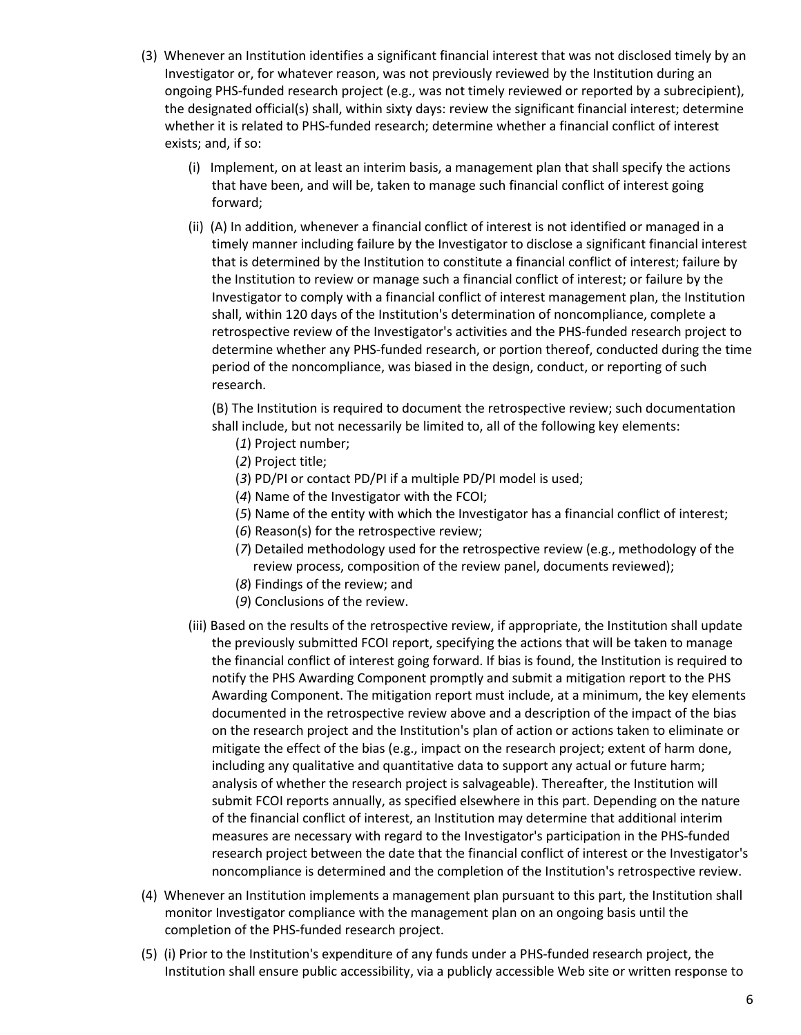(3) Whenever an Institution identifies a significant financial interest that was not disclosed timely by an Investigator or, for whatever reason, was not previously reviewed by the Institution during an ongoing PHS-funded research project (e.g., was not timely reviewed or reported by a subrecipient), the designated official(s) shall, within sixty days: review the significant financial interest; determine whether it is related to PHS-funded research; determine whether a financial conflict of interest exists; and, if so:

   (i) Implement, on at least an interim basis, a management plan that shall specify the actions that have been, and will be, taken to manage such financial conflict of interest going forward;

   (ii) (A) In addition, whenever a financial conflict of interest is not identified or managed in a timely manner including failure by the Investigator to disclose a significant financial interest that is determined by the Institution to constitute a financial conflict of interest; failure by the Institution to review or manage such a financial conflict of interest; or failure by the Investigator to comply with a financial conflict of interest management plan, the Institution shall, within 120 days of the Institution's determination of noncompliance, complete a retrospective review of the Investigator's activities and the PHS-funded research project to determine whether any PHS-funded research, or portion thereof, conducted during the time period of the noncompliance, was biased in the design, conduct, or reporting of such research.

   (B) The Institution is required to document the retrospective review; such documentation shall include, but not necessarily be limited to, all of the following key elements:

   (*1*) Project number;
   (*2*) Project title;
   (*3*) PD/PI or contact PD/PI if a multiple PD/PI model is used;
   (*4*) Name of the Investigator with the FCOI;
   (*5*) Name of the entity with which the Investigator has a financial conflict of interest;
   (*6*) Reason(s) for the retrospective review;
   (*7*) Detailed methodology used for the retrospective review (e.g., methodology of the review process, composition of the review panel, documents reviewed);
   (*8*) Findings of the review; and
   (*9*) Conclusions of the review.

   (iii) Based on the results of the retrospective review, if appropriate, the Institution shall update the previously submitted FCOI report, specifying the actions that will be taken to manage the financial conflict of interest going forward. If bias is found, the Institution is required to notify the PHS Awarding Component promptly and submit a mitigation report to the PHS Awarding Component. The mitigation report must include, at a minimum, the key elements documented in the retrospective review above and a description of the impact of the bias on the research project and the Institution's plan of action or actions taken to eliminate or mitigate the effect of the bias (e.g., impact on the research project; extent of harm done, including any qualitative and quantitative data to support any actual or future harm; analysis of whether the research project is salvageable). Thereafter, the Institution will submit FCOI reports annually, as specified elsewhere in this part. Depending on the nature of the financial conflict of interest, an Institution may determine that additional interim measures are necessary with regard to the Investigator's participation in the PHS-funded research project between the date that the financial conflict of interest or the Investigator's noncompliance is determined and the completion of the Institution's retrospective review.

(4) Whenever an Institution implements a management plan pursuant to this part, the Institution shall monitor Investigator compliance with the management plan on an ongoing basis until the completion of the PHS-funded research project.

(5) (i) Prior to the Institution's expenditure of any funds under a PHS-funded research project, the Institution shall ensure public accessibility, via a publicly accessible Web site or written response to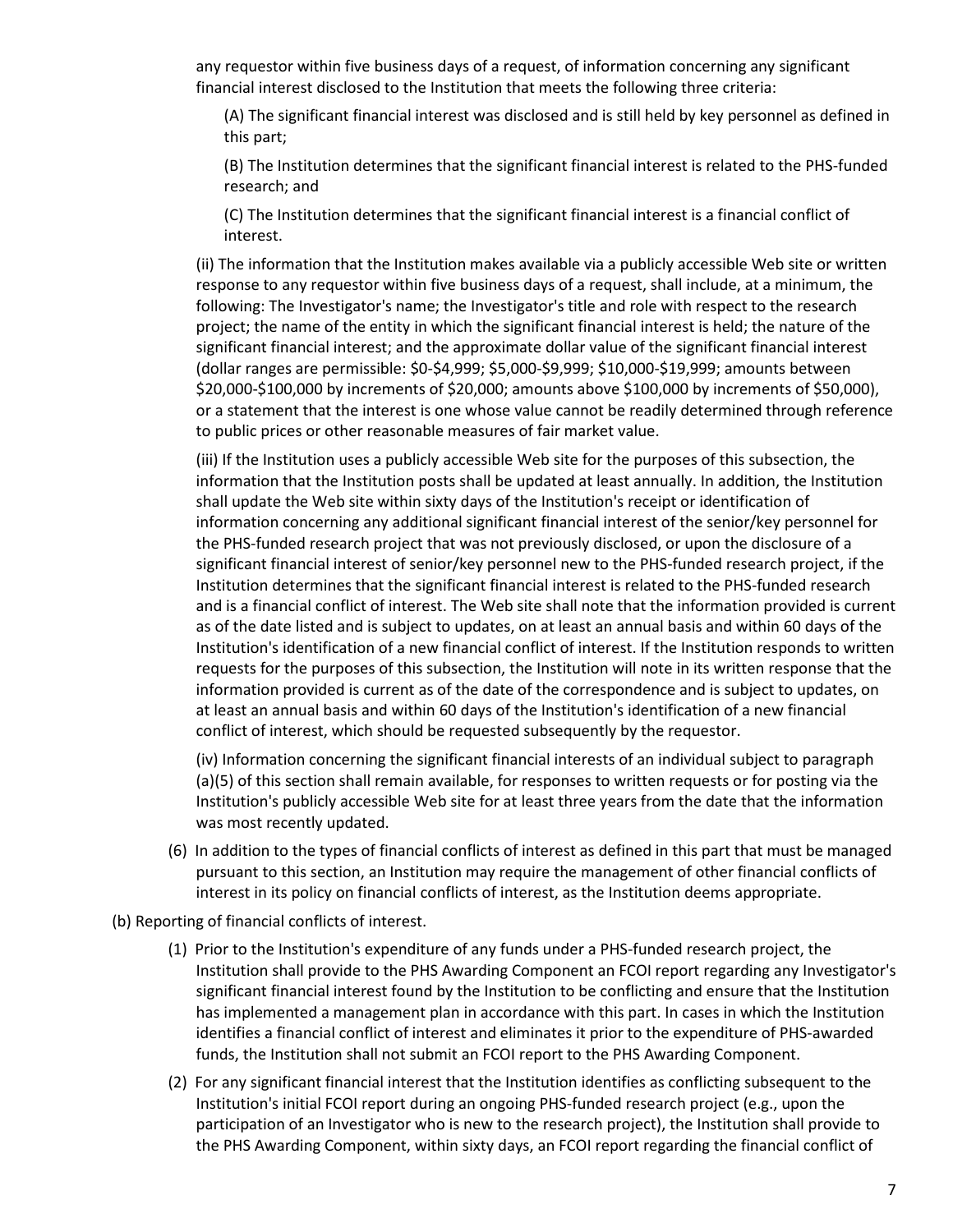any requestor within five business days of a request, of information concerning any significant financial interest disclosed to the Institution that meets the following three criteria:

(A) The significant financial interest was disclosed and is still held by key personnel as defined in this part;

(B) The Institution determines that the significant financial interest is related to the PHS-funded research; and

(C) The Institution determines that the significant financial interest is a financial conflict of interest.

(ii) The information that the Institution makes available via a publicly accessible Web site or written response to any requestor within five business days of a request, shall include, at a minimum, the following: The Investigator's name; the Investigator's title and role with respect to the research project; the name of the entity in which the significant financial interest is held; the nature of the significant financial interest; and the approximate dollar value of the significant financial interest (dollar ranges are permissible: $0-$4,999; $5,000-$9,999; $10,000-$19,999; amounts between $20,000-$100,000 by increments of $20,000; amounts above $100,000 by increments of $50,000), or a statement that the interest is one whose value cannot be readily determined through reference to public prices or other reasonable measures of fair market value.

(iii) If the Institution uses a publicly accessible Web site for the purposes of this subsection, the information that the Institution posts shall be updated at least annually. In addition, the Institution shall update the Web site within sixty days of the Institution's receipt or identification of information concerning any additional significant financial interest of the senior/key personnel for the PHS-funded research project that was not previously disclosed, or upon the disclosure of a significant financial interest of senior/key personnel new to the PHS-funded research project, if the Institution determines that the significant financial interest is related to the PHS-funded research and is a financial conflict of interest. The Web site shall note that the information provided is current as of the date listed and is subject to updates, on at least an annual basis and within 60 days of the Institution's identification of a new financial conflict of interest. If the Institution responds to written requests for the purposes of this subsection, the Institution will note in its written response that the information provided is current as of the date of the correspondence and is subject to updates, on at least an annual basis and within 60 days of the Institution's identification of a new financial conflict of interest, which should be requested subsequently by the requestor.

(iv) Information concerning the significant financial interests of an individual subject to paragraph (a)(5) of this section shall remain available, for responses to written requests or for posting via the Institution's publicly accessible Web site for at least three years from the date that the information was most recently updated.

(6) In addition to the types of financial conflicts of interest as defined in this part that must be managed pursuant to this section, an Institution may require the management of other financial conflicts of interest in its policy on financial conflicts of interest, as the Institution deems appropriate.

(b) Reporting of financial conflicts of interest.

(1) Prior to the Institution's expenditure of any funds under a PHS-funded research project, the Institution shall provide to the PHS Awarding Component an FCOI report regarding any Investigator's significant financial interest found by the Institution to be conflicting and ensure that the Institution has implemented a management plan in accordance with this part. In cases in which the Institution identifies a financial conflict of interest and eliminates it prior to the expenditure of PHS-awarded funds, the Institution shall not submit an FCOI report to the PHS Awarding Component.

(2) For any significant financial interest that the Institution identifies as conflicting subsequent to the Institution's initial FCOI report during an ongoing PHS-funded research project (e.g., upon the participation of an Investigator who is new to the research project), the Institution shall provide to the PHS Awarding Component, within sixty days, an FCOI report regarding the financial conflict of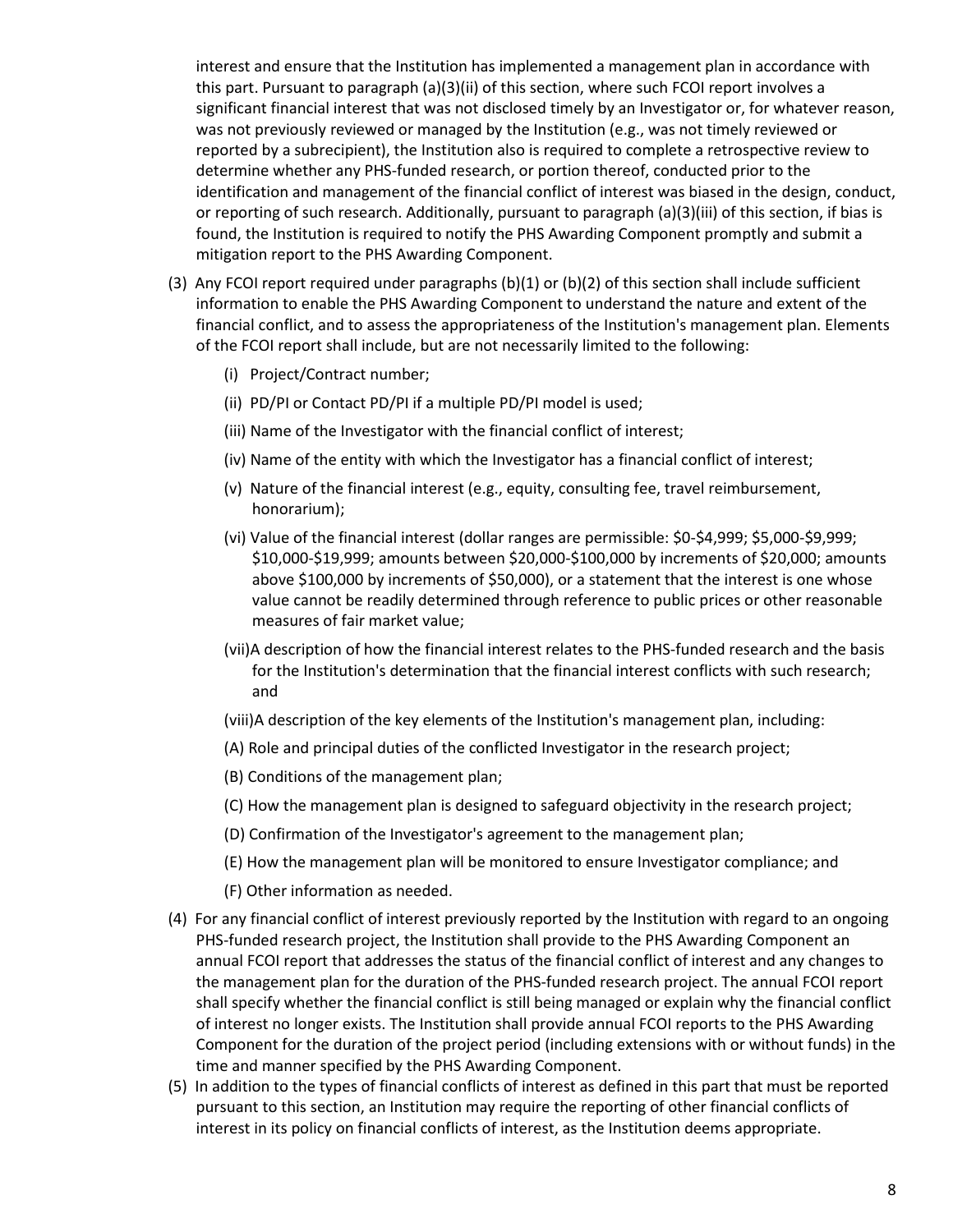interest and ensure that the Institution has implemented a management plan in accordance with this part. Pursuant to paragraph (a)(3)(ii) of this section, where such FCOI report involves a significant financial interest that was not disclosed timely by an Investigator or, for whatever reason, was not previously reviewed or managed by the Institution (e.g., was not timely reviewed or reported by a subrecipient), the Institution also is required to complete a retrospective review to determine whether any PHS-funded research, or portion thereof, conducted prior to the identification and management of the financial conflict of interest was biased in the design, conduct, or reporting of such research. Additionally, pursuant to paragraph (a)(3)(iii) of this section, if bias is found, the Institution is required to notify the PHS Awarding Component promptly and submit a mitigation report to the PHS Awarding Component.

(3) Any FCOI report required under paragraphs (b)(1) or (b)(2) of this section shall include sufficient information to enable the PHS Awarding Component to understand the nature and extent of the financial conflict, and to assess the appropriateness of the Institution's management plan. Elements of the FCOI report shall include, but are not necessarily limited to the following:

   (i) Project/Contract number;

   (ii) PD/PI or Contact PD/PI if a multiple PD/PI model is used;

   (iii) Name of the Investigator with the financial conflict of interest;

   (iv) Name of the entity with which the Investigator has a financial conflict of interest;

   (v) Nature of the financial interest (e.g., equity, consulting fee, travel reimbursement, honorarium);

   (vi) Value of the financial interest (dollar ranges are permissible: $0-$4,999; $5,000-$9,999; $10,000-$19,999; amounts between $20,000-$100,000 by increments of $20,000; amounts above $100,000 by increments of $50,000), or a statement that the interest is one whose value cannot be readily determined through reference to public prices or other reasonable measures of fair market value;

   (vii) A description of how the financial interest relates to the PHS-funded research and the basis for the Institution's determination that the financial interest conflicts with such research; and

   (viii) A description of the key elements of the Institution's management plan, including:

   (A) Role and principal duties of the conflicted Investigator in the research project;

   (B) Conditions of the management plan;

   (C) How the management plan is designed to safeguard objectivity in the research project;

   (D) Confirmation of the Investigator's agreement to the management plan;

   (E) How the management plan will be monitored to ensure Investigator compliance; and

   (F) Other information as needed.

(4) For any financial conflict of interest previously reported by the Institution with regard to an ongoing PHS-funded research project, the Institution shall provide to the PHS Awarding Component an annual FCOI report that addresses the status of the financial conflict of interest and any changes to the management plan for the duration of the PHS-funded research project. The annual FCOI report shall specify whether the financial conflict is still being managed or explain why the financial conflict of interest no longer exists. The Institution shall provide annual FCOI reports to the PHS Awarding Component for the duration of the project period (including extensions with or without funds) in the time and manner specified by the PHS Awarding Component.

(5) In addition to the types of financial conflicts of interest as defined in this part that must be reported pursuant to this section, an Institution may require the reporting of other financial conflicts of interest in its policy on financial conflicts of interest, as the Institution deems appropriate.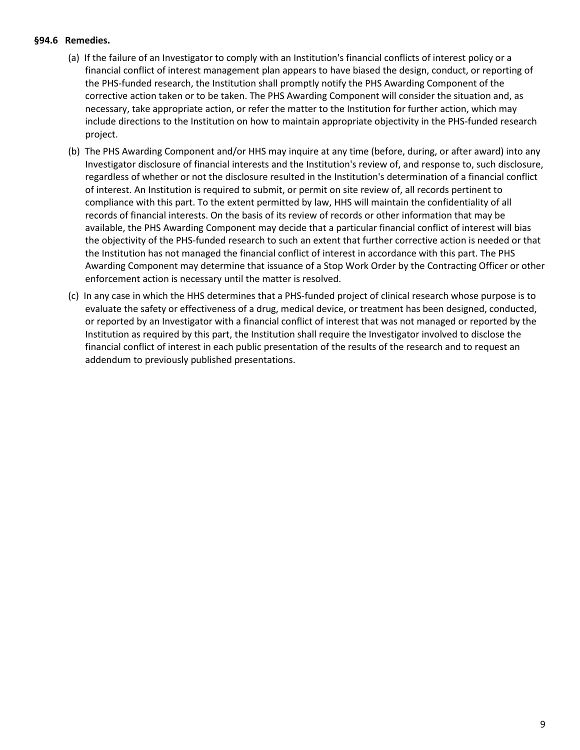### §94.6 Remedies.

(a) If the failure of an Investigator to comply with an Institution's financial conflicts of interest policy or a financial conflict of interest management plan appears to have biased the design, conduct, or reporting of the PHS-funded research, the Institution shall promptly notify the PHS Awarding Component of the corrective action taken or to be taken. The PHS Awarding Component will consider the situation and, as necessary, take appropriate action, or refer the matter to the Institution for further action, which may include directions to the Institution on how to maintain appropriate objectivity in the PHS-funded research project.

(b) The PHS Awarding Component and/or HHS may inquire at any time (before, during, or after award) into any Investigator disclosure of financial interests and the Institution's review of, and response to, such disclosure, regardless of whether or not the disclosure resulted in the Institution's determination of a financial conflict of interest. An Institution is required to submit, or permit on site review of, all records pertinent to compliance with this part. To the extent permitted by law, HHS will maintain the confidentiality of all records of financial interests. On the basis of its review of records or other information that may be available, the PHS Awarding Component may decide that a particular financial conflict of interest will bias the objectivity of the PHS-funded research to such an extent that further corrective action is needed or that the Institution has not managed the financial conflict of interest in accordance with this part. The PHS Awarding Component may determine that issuance of a Stop Work Order by the Contracting Officer or other enforcement action is necessary until the matter is resolved.

(c) In any case in which the HHS determines that a PHS-funded project of clinical research whose purpose is to evaluate the safety or effectiveness of a drug, medical device, or treatment has been designed, conducted, or reported by an Investigator with a financial conflict of interest that was not managed or reported by the Institution as required by this part, the Institution shall require the Investigator involved to disclose the financial conflict of interest in each public presentation of the results of the research and to request an addendum to previously published presentations.